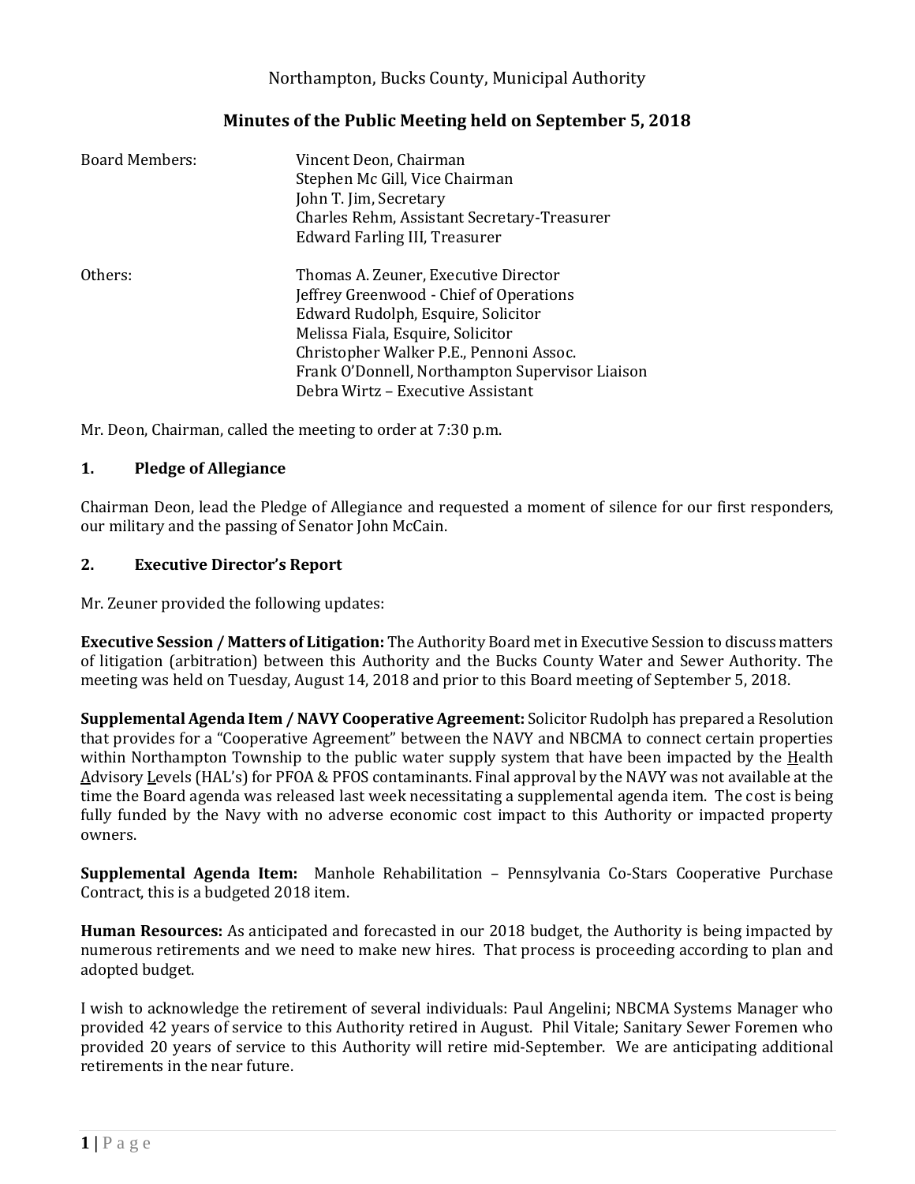Northampton, Bucks County, Municipal Authority

## Minutes of the Public Meeting held on September 5, 2018

| | |
|---|---|
| Board Members: | Vincent Deon, Chairman |
| | Stephen Mc Gill, Vice Chairman |
| | John T. Jim, Secretary |
| | Charles Rehm, Assistant Secretary-Treasurer |
| | Edward Farling III, Treasurer |
| Others: | Thomas A. Zeuner, Executive Director |
| | Jeffrey Greenwood - Chief of Operations |
| | Edward Rudolph, Esquire, Solicitor |
| | Melissa Fiala, Esquire, Solicitor |
| | Christopher Walker P.E., Pennoni Assoc. |
| | Frank O'Donnell, Northampton Supervisor Liaison |
| | Debra Wirtz – Executive Assistant |

Mr. Deon, Chairman, called the meeting to order at 7:30 p.m.

### 1. Pledge of Allegiance

Chairman Deon, lead the Pledge of Allegiance and requested a moment of silence for our first responders, our military and the passing of Senator John McCain.

### 2. Executive Director's Report

Mr. Zeuner provided the following updates:

**Executive Session / Matters of Litigation:** The Authority Board met in Executive Session to discuss matters of litigation (arbitration) between this Authority and the Bucks County Water and Sewer Authority. The meeting was held on Tuesday, August 14, 2018 and prior to this Board meeting of September 5, 2018.

**Supplemental Agenda Item / NAVY Cooperative Agreement:** Solicitor Rudolph has prepared a Resolution that provides for a "Cooperative Agreement" between the NAVY and NBCMA to connect certain properties within Northampton Township to the public water supply system that have been impacted by the Health Advisory Levels (HAL's) for PFOA & PFOS contaminants. Final approval by the NAVY was not available at the time the Board agenda was released last week necessitating a supplemental agenda item. The cost is being fully funded by the Navy with no adverse economic cost impact to this Authority or impacted property owners.

**Supplemental Agenda Item:** Manhole Rehabilitation – Pennsylvania Co-Stars Cooperative Purchase Contract, this is a budgeted 2018 item.

**Human Resources:** As anticipated and forecasted in our 2018 budget, the Authority is being impacted by numerous retirements and we need to make new hires. That process is proceeding according to plan and adopted budget.

I wish to acknowledge the retirement of several individuals: Paul Angelini; NBCMA Systems Manager who provided 42 years of service to this Authority retired in August. Phil Vitale; Sanitary Sewer Foremen who provided 20 years of service to this Authority will retire mid-September. We are anticipating additional retirements in the near future.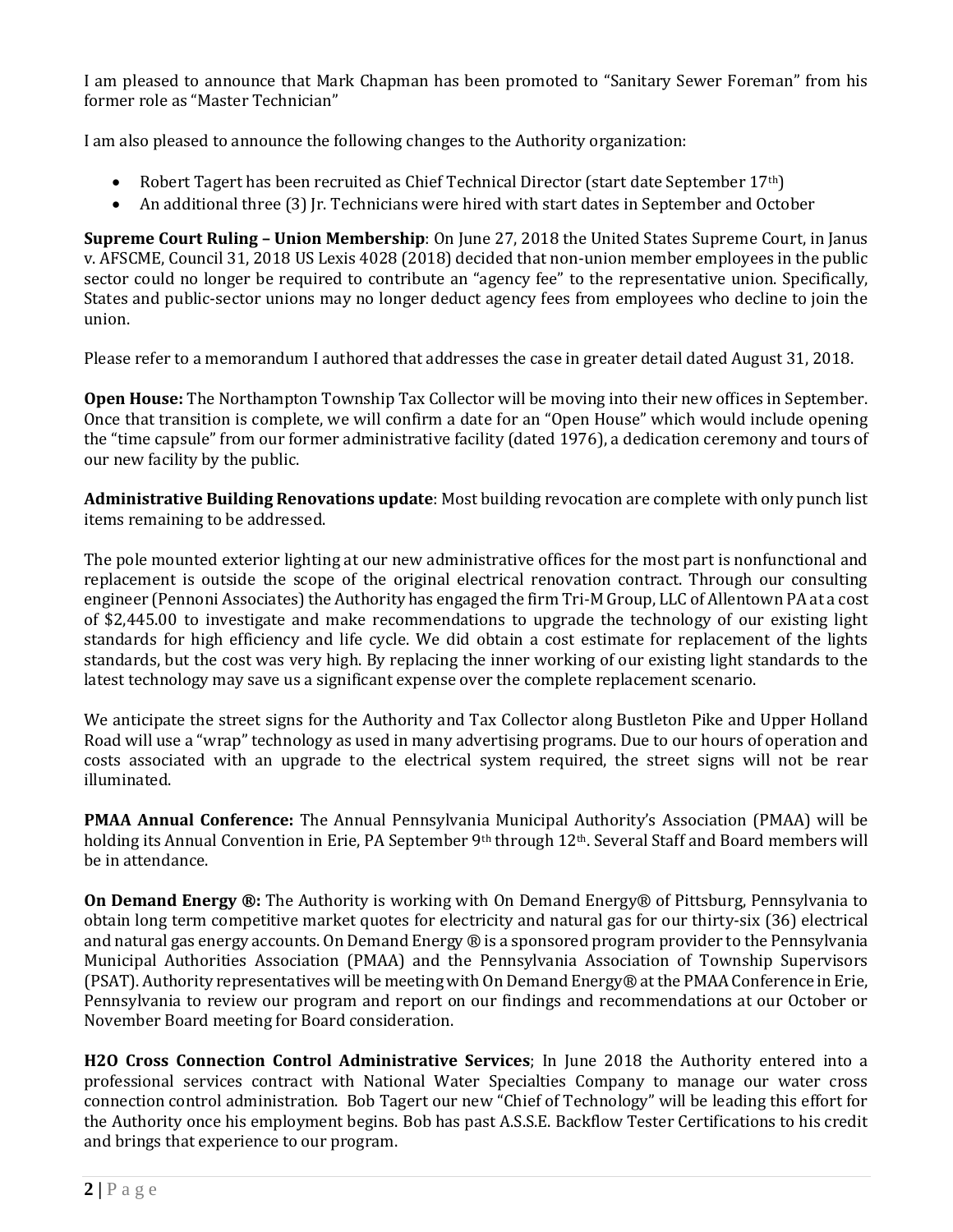I am pleased to announce that Mark Chapman has been promoted to "Sanitary Sewer Foreman" from his former role as "Master Technician"

I am also pleased to announce the following changes to the Authority organization:

- Robert Tagert has been recruited as Chief Technical Director (start date September 17th)
- An additional three (3) Jr. Technicians were hired with start dates in September and October

**Supreme Court Ruling – Union Membership**: On June 27, 2018 the United States Supreme Court, in Janus v. AFSCME, Council 31, 2018 US Lexis 4028 (2018) decided that non-union member employees in the public sector could no longer be required to contribute an "agency fee" to the representative union. Specifically, States and public-sector unions may no longer deduct agency fees from employees who decline to join the union.

Please refer to a memorandum I authored that addresses the case in greater detail dated August 31, 2018.

**Open House:** The Northampton Township Tax Collector will be moving into their new offices in September. Once that transition is complete, we will confirm a date for an "Open House" which would include opening the "time capsule" from our former administrative facility (dated 1976), a dedication ceremony and tours of our new facility by the public.

**Administrative Building Renovations update**: Most building revocation are complete with only punch list items remaining to be addressed.

The pole mounted exterior lighting at our new administrative offices for the most part is nonfunctional and replacement is outside the scope of the original electrical renovation contract. Through our consulting engineer (Pennoni Associates) the Authority has engaged the firm Tri-M Group, LLC of Allentown PA at a cost of $2,445.00 to investigate and make recommendations to upgrade the technology of our existing light standards for high efficiency and life cycle. We did obtain a cost estimate for replacement of the lights standards, but the cost was very high. By replacing the inner working of our existing light standards to the latest technology may save us a significant expense over the complete replacement scenario.

We anticipate the street signs for the Authority and Tax Collector along Bustleton Pike and Upper Holland Road will use a "wrap" technology as used in many advertising programs. Due to our hours of operation and costs associated with an upgrade to the electrical system required, the street signs will not be rear illuminated.

**PMAA Annual Conference:** The Annual Pennsylvania Municipal Authority's Association (PMAA) will be holding its Annual Convention in Erie, PA September 9th through 12th. Several Staff and Board members will be in attendance.

**On Demand Energy ®:** The Authority is working with On Demand Energy® of Pittsburg, Pennsylvania to obtain long term competitive market quotes for electricity and natural gas for our thirty-six (36) electrical and natural gas energy accounts. On Demand Energy ® is a sponsored program provider to the Pennsylvania Municipal Authorities Association (PMAA) and the Pennsylvania Association of Township Supervisors (PSAT). Authority representatives will be meeting with On Demand Energy® at the PMAA Conference in Erie, Pennsylvania to review our program and report on our findings and recommendations at our October or November Board meeting for Board consideration.

**H2O Cross Connection Control Administrative Services**; In June 2018 the Authority entered into a professional services contract with National Water Specialties Company to manage our water cross connection control administration. Bob Tagert our new "Chief of Technology" will be leading this effort for the Authority once his employment begins. Bob has past A.S.S.E. Backflow Tester Certifications to his credit and brings that experience to our program.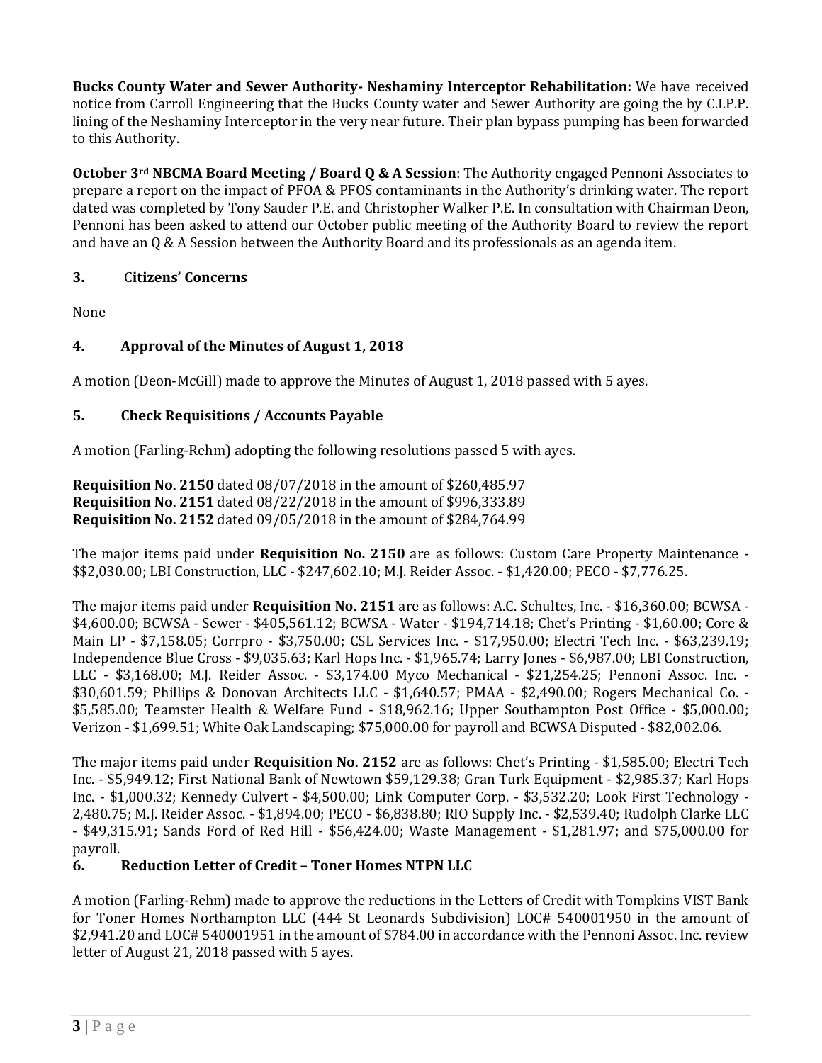**Bucks County Water and Sewer Authority- Neshaminy Interceptor Rehabilitation:** We have received notice from Carroll Engineering that the Bucks County water and Sewer Authority are going the by C.I.P.P. lining of the Neshaminy Interceptor in the very near future. Their plan bypass pumping has been forwarded to this Authority.

**October 3rd NBCMA Board Meeting / Board Q & A Session**: The Authority engaged Pennoni Associates to prepare a report on the impact of PFOA & PFOS contaminants in the Authority's drinking water. The report dated was completed by Tony Sauder P.E. and Christopher Walker P.E. In consultation with Chairman Deon, Pennoni has been asked to attend our October public meeting of the Authority Board to review the report and have an Q & A Session between the Authority Board and its professionals as an agenda item.

## 3. Citizens' Concerns

None

## 4. Approval of the Minutes of August 1, 2018

A motion (Deon-McGill) made to approve the Minutes of August 1, 2018 passed with 5 ayes.

## 5. Check Requisitions / Accounts Payable

A motion (Farling-Rehm) adopting the following resolutions passed 5 with ayes.

**Requisition No. 2150** dated 08/07/2018 in the amount of $260,485.97
**Requisition No. 2151** dated 08/22/2018 in the amount of $996,333.89
**Requisition No. 2152** dated 09/05/2018 in the amount of $284,764.99

The major items paid under **Requisition No. 2150** are as follows: Custom Care Property Maintenance - $$2,030.00; LBI Construction, LLC - $247,602.10; M.J. Reider Assoc. - $1,420.00; PECO - $7,776.25.

The major items paid under **Requisition No. 2151** are as follows: A.C. Schultes, Inc. - $16,360.00; BCWSA - $4,600.00; BCWSA - Sewer - $405,561.12; BCWSA - Water - $194,714.18; Chet's Printing - $1,60.00; Core & Main LP - $7,158.05; Corrpro - $3,750.00; CSL Services Inc. - $17,950.00; Electri Tech Inc. - $63,239.19; Independence Blue Cross - $9,035.63; Karl Hops Inc. - $1,965.74; Larry Jones - $6,987.00; LBI Construction, LLC - $3,168.00; M.J. Reider Assoc. - $3,174.00 Myco Mechanical - $21,254.25; Pennoni Assoc. Inc. - $30,601.59; Phillips & Donovan Architects LLC - $1,640.57; PMAA - $2,490.00; Rogers Mechanical Co. - $5,585.00; Teamster Health & Welfare Fund - $18,962.16; Upper Southampton Post Office - $5,000.00; Verizon - $1,699.51; White Oak Landscaping; $75,000.00 for payroll and BCWSA Disputed - $82,002.06.

The major items paid under **Requisition No. 2152** are as follows: Chet's Printing - $1,585.00; Electri Tech Inc. - $5,949.12; First National Bank of Newtown $59,129.38; Gran Turk Equipment - $2,985.37; Karl Hops Inc. - $1,000.32; Kennedy Culvert - $4,500.00; Link Computer Corp. - $3,532.20; Look First Technology - 2,480.75; M.J. Reider Assoc. - $1,894.00; PECO - $6,838.80; RIO Supply Inc. - $2,539.40; Rudolph Clarke LLC - $49,315.91; Sands Ford of Red Hill - $56,424.00; Waste Management - $1,281.97; and $75,000.00 for payroll.

## 6. Reduction Letter of Credit – Toner Homes NTPN LLC

A motion (Farling-Rehm) made to approve the reductions in the Letters of Credit with Tompkins VIST Bank for Toner Homes Northampton LLC (444 St Leonards Subdivision) LOC# 540001950 in the amount of $2,941.20 and LOC# 540001951 in the amount of $784.00 in accordance with the Pennoni Assoc. Inc. review letter of August 21, 2018 passed with 5 ayes.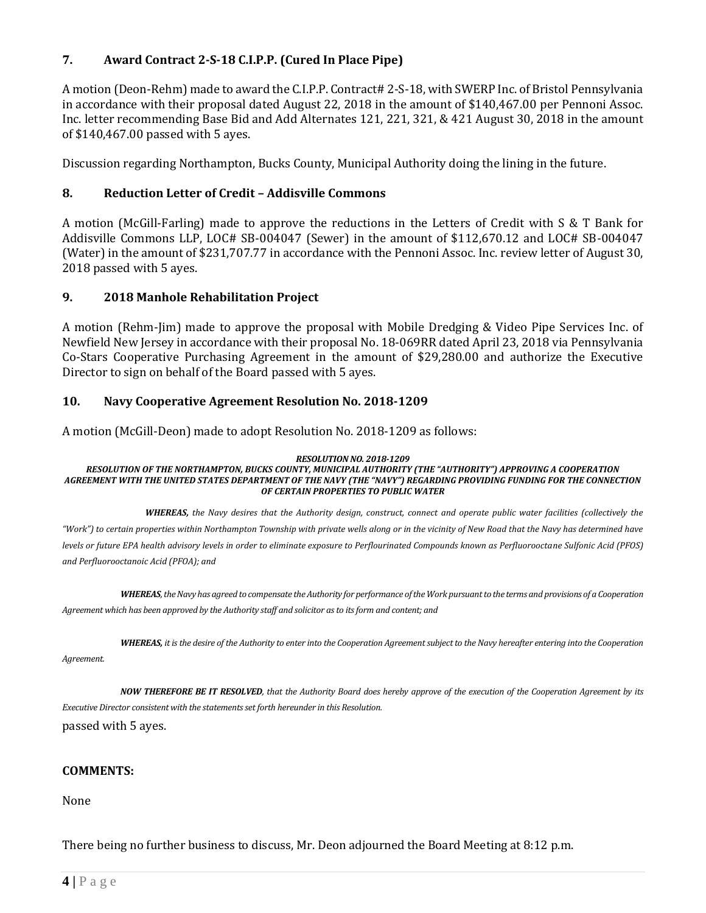### 7. Award Contract 2-S-18 C.I.P.P. (Cured In Place Pipe)

A motion (Deon-Rehm) made to award the C.I.P.P. Contract# 2-S-18, with SWERP Inc. of Bristol Pennsylvania in accordance with their proposal dated August 22, 2018 in the amount of $140,467.00 per Pennoni Assoc. Inc. letter recommending Base Bid and Add Alternates 121, 221, 321, & 421 August 30, 2018 in the amount of $140,467.00 passed with 5 ayes.

Discussion regarding Northampton, Bucks County, Municipal Authority doing the lining in the future.

### 8. Reduction Letter of Credit – Addisville Commons

A motion (McGill-Farling) made to approve the reductions in the Letters of Credit with S & T Bank for Addisville Commons LLP, LOC# SB-004047 (Sewer) in the amount of $112,670.12 and LOC# SB-004047 (Water) in the amount of $231,707.77 in accordance with the Pennoni Assoc. Inc. review letter of August 30, 2018 passed with 5 ayes.

### 9. 2018 Manhole Rehabilitation Project

A motion (Rehm-Jim) made to approve the proposal with Mobile Dredging & Video Pipe Services Inc. of Newfield New Jersey in accordance with their proposal No. 18-069RR dated April 23, 2018 via Pennsylvania Co-Stars Cooperative Purchasing Agreement in the amount of $29,280.00 and authorize the Executive Director to sign on behalf of the Board passed with 5 ayes.

### 10. Navy Cooperative Agreement Resolution No. 2018-1209

A motion (McGill-Deon) made to adopt Resolution No. 2018-1209 as follows:

***RESOLUTION NO. 2018-1209***

***RESOLUTION OF THE NORTHAMPTON, BUCKS COUNTY, MUNICIPAL AUTHORITY (THE "AUTHORITY") APPROVING A COOPERATION AGREEMENT WITH THE UNITED STATES DEPARTMENT OF THE NAVY (THE "NAVY") REGARDING PROVIDING FUNDING FOR THE CONNECTION OF CERTAIN PROPERTIES TO PUBLIC WATER***

***WHEREAS,*** *the Navy desires that the Authority design, construct, connect and operate public water facilities (collectively the "Work") to certain properties within Northampton Township with private wells along or in the vicinity of New Road that the Navy has determined have levels or future EPA health advisory levels in order to eliminate exposure to Perflourinated Compounds known as Perfluorooctane Sulfonic Acid (PFOS) and Perfluorooctanoic Acid (PFOA); and*

***WHEREAS****, the Navy has agreed to compensate the Authority for performance of the Work pursuant to the terms and provisions of a Cooperation Agreement which has been approved by the Authority staff and solicitor as to its form and content; and*

***WHEREAS,*** *it is the desire of the Authority to enter into the Cooperation Agreement subject to the Navy hereafter entering into the Cooperation Agreement.*

***NOW THEREFORE BE IT RESOLVED****, that the Authority Board does hereby approve of the execution of the Cooperation Agreement by its Executive Director consistent with the statements set forth hereunder in this Resolution.*

passed with 5 ayes.

**COMMENTS:**

None

There being no further business to discuss, Mr. Deon adjourned the Board Meeting at 8:12 p.m.